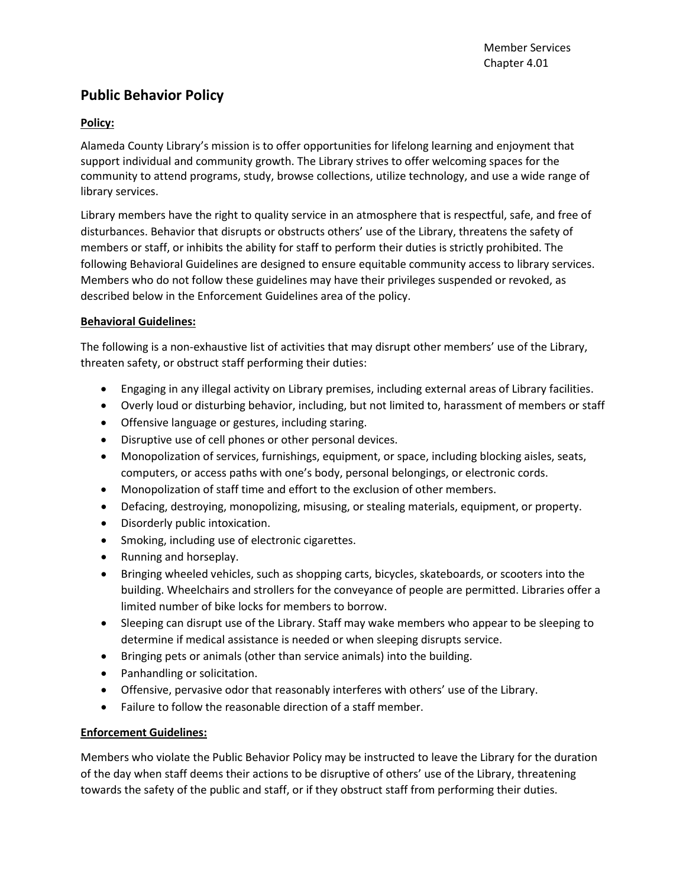Member Services
Chapter 4.01

# Public Behavior Policy

**Policy:**

Alameda County Library's mission is to offer opportunities for lifelong learning and enjoyment that support individual and community growth. The Library strives to offer welcoming spaces for the community to attend programs, study, browse collections, utilize technology, and use a wide range of library services.

Library members have the right to quality service in an atmosphere that is respectful, safe, and free of disturbances. Behavior that disrupts or obstructs others' use of the Library, threatens the safety of members or staff, or inhibits the ability for staff to perform their duties is strictly prohibited. The following Behavioral Guidelines are designed to ensure equitable community access to library services. Members who do not follow these guidelines may have their privileges suspended or revoked, as described below in the Enforcement Guidelines area of the policy.

**Behavioral Guidelines:**

The following is a non-exhaustive list of activities that may disrupt other members' use of the Library, threaten safety, or obstruct staff performing their duties:

- Engaging in any illegal activity on Library premises, including external areas of Library facilities.
- Overly loud or disturbing behavior, including, but not limited to, harassment of members or staff
- Offensive language or gestures, including staring.
- Disruptive use of cell phones or other personal devices.
- Monopolization of services, furnishings, equipment, or space, including blocking aisles, seats, computers, or access paths with one's body, personal belongings, or electronic cords.
- Monopolization of staff time and effort to the exclusion of other members.
- Defacing, destroying, monopolizing, misusing, or stealing materials, equipment, or property.
- Disorderly public intoxication.
- Smoking, including use of electronic cigarettes.
- Running and horseplay.
- Bringing wheeled vehicles, such as shopping carts, bicycles, skateboards, or scooters into the building. Wheelchairs and strollers for the conveyance of people are permitted. Libraries offer a limited number of bike locks for members to borrow.
- Sleeping can disrupt use of the Library. Staff may wake members who appear to be sleeping to determine if medical assistance is needed or when sleeping disrupts service.
- Bringing pets or animals (other than service animals) into the building.
- Panhandling or solicitation.
- Offensive, pervasive odor that reasonably interferes with others' use of the Library.
- Failure to follow the reasonable direction of a staff member.

**Enforcement Guidelines:**

Members who violate the Public Behavior Policy may be instructed to leave the Library for the duration of the day when staff deems their actions to be disruptive of others' use of the Library, threatening towards the safety of the public and staff, or if they obstruct staff from performing their duties.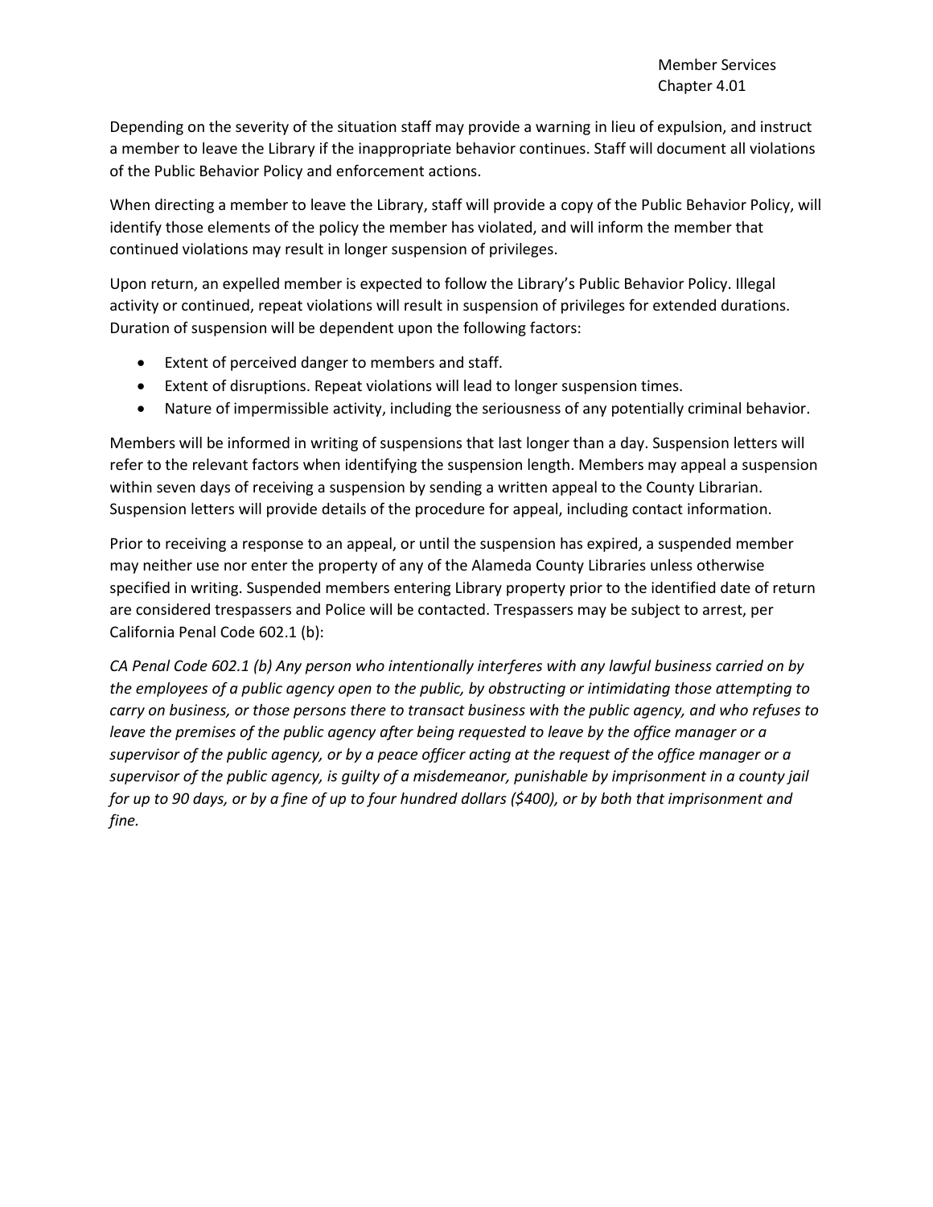Depending on the severity of the situation staff may provide a warning in lieu of expulsion, and instruct a member to leave the Library if the inappropriate behavior continues. Staff will document all violations of the Public Behavior Policy and enforcement actions.

When directing a member to leave the Library, staff will provide a copy of the Public Behavior Policy, will identify those elements of the policy the member has violated, and will inform the member that continued violations may result in longer suspension of privileges.

Upon return, an expelled member is expected to follow the Library's Public Behavior Policy. Illegal activity or continued, repeat violations will result in suspension of privileges for extended durations. Duration of suspension will be dependent upon the following factors:

- Extent of perceived danger to members and staff.
- Extent of disruptions. Repeat violations will lead to longer suspension times.
- Nature of impermissible activity, including the seriousness of any potentially criminal behavior.

Members will be informed in writing of suspensions that last longer than a day. Suspension letters will refer to the relevant factors when identifying the suspension length. Members may appeal a suspension within seven days of receiving a suspension by sending a written appeal to the County Librarian. Suspension letters will provide details of the procedure for appeal, including contact information.

Prior to receiving a response to an appeal, or until the suspension has expired, a suspended member may neither use nor enter the property of any of the Alameda County Libraries unless otherwise specified in writing. Suspended members entering Library property prior to the identified date of return are considered trespassers and Police will be contacted. Trespassers may be subject to arrest, per California Penal Code 602.1 (b):

*CA Penal Code 602.1 (b) Any person who intentionally interferes with any lawful business carried on by the employees of a public agency open to the public, by obstructing or intimidating those attempting to carry on business, or those persons there to transact business with the public agency, and who refuses to leave the premises of the public agency after being requested to leave by the office manager or a supervisor of the public agency, or by a peace officer acting at the request of the office manager or a supervisor of the public agency, is guilty of a misdemeanor, punishable by imprisonment in a county jail for up to 90 days, or by a fine of up to four hundred dollars ($400), or by both that imprisonment and fine.*